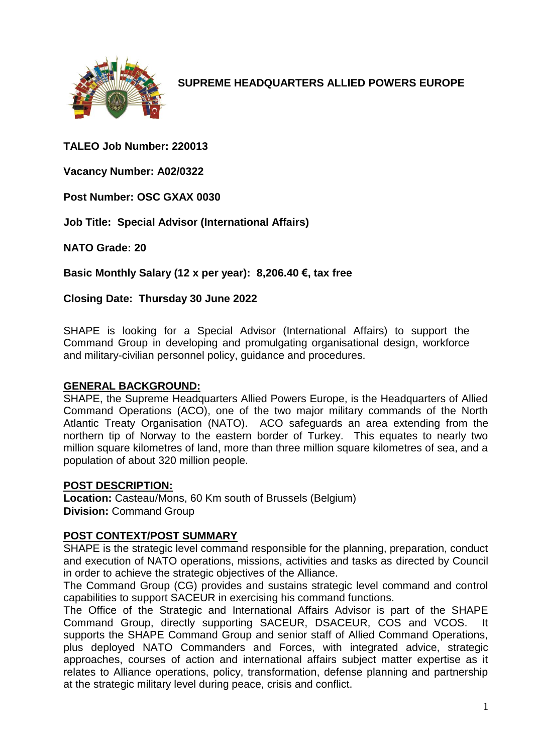# SUPREME HEADQUARTERS ALLIED POWERS EUROPE

**TALEO Job Number: 220013**

**Vacancy Number: A02/0322**

**Post Number: OSC GXAX 0030**

**Job Title: Special Advisor (International Affairs)**

**NATO Grade: 20**

**Basic Monthly Salary (12 x per year): 8,206.40 €, tax free**

**Closing Date: Thursday 30 June 2022**

SHAPE is looking for a Special Advisor (International Affairs) to support the Command Group in developing and promulgating organisational design, workforce and military-civilian personnel policy, guidance and procedures.

## GENERAL BACKGROUND:

SHAPE, the Supreme Headquarters Allied Powers Europe, is the Headquarters of Allied Command Operations (ACO), one of the two major military commands of the North Atlantic Treaty Organisation (NATO). ACO safeguards an area extending from the northern tip of Norway to the eastern border of Turkey. This equates to nearly two million square kilometres of land, more than three million square kilometres of sea, and a population of about 320 million people.

## POST DESCRIPTION:

**Location:** Casteau/Mons, 60 Km south of Brussels (Belgium)
**Division:** Command Group

## POST CONTEXT/POST SUMMARY

SHAPE is the strategic level command responsible for the planning, preparation, conduct and execution of NATO operations, missions, activities and tasks as directed by Council in order to achieve the strategic objectives of the Alliance.

The Command Group (CG) provides and sustains strategic level command and control capabilities to support SACEUR in exercising his command functions.

The Office of the Strategic and International Affairs Advisor is part of the SHAPE Command Group, directly supporting SACEUR, DSACEUR, COS and VCOS. It supports the SHAPE Command Group and senior staff of Allied Command Operations, plus deployed NATO Commanders and Forces, with integrated advice, strategic approaches, courses of action and international affairs subject matter expertise as it relates to Alliance operations, policy, transformation, defense planning and partnership at the strategic military level during peace, crisis and conflict.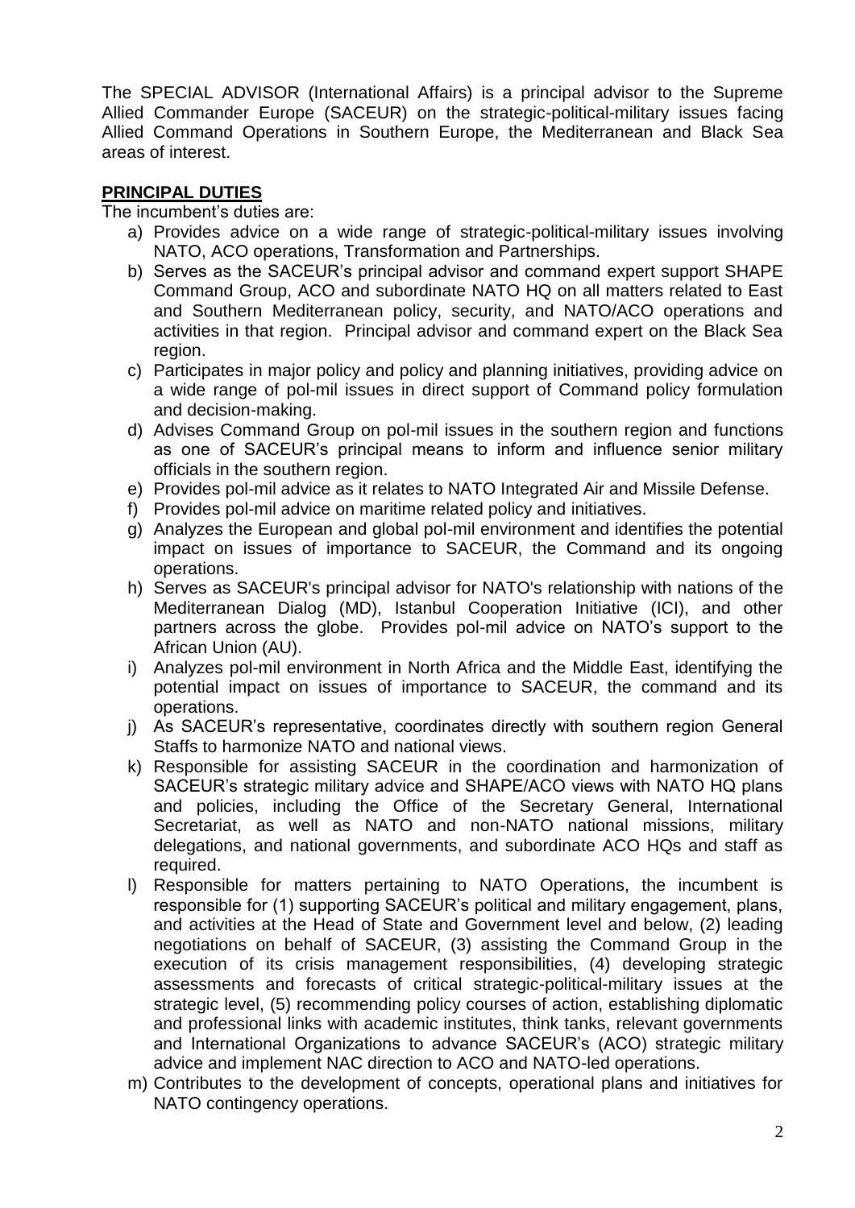The SPECIAL ADVISOR (International Affairs) is a principal advisor to the Supreme Allied Commander Europe (SACEUR) on the strategic-political-military issues facing Allied Command Operations in Southern Europe, the Mediterranean and Black Sea areas of interest.

**PRINCIPAL DUTIES**

The incumbent's duties are:

a) Provides advice on a wide range of strategic-political-military issues involving NATO, ACO operations, Transformation and Partnerships.
b) Serves as the SACEUR's principal advisor and command expert support SHAPE Command Group, ACO and subordinate NATO HQ on all matters related to East and Southern Mediterranean policy, security, and NATO/ACO operations and activities in that region. Principal advisor and command expert on the Black Sea region.
c) Participates in major policy and policy and planning initiatives, providing advice on a wide range of pol-mil issues in direct support of Command policy formulation and decision-making.
d) Advises Command Group on pol-mil issues in the southern region and functions as one of SACEUR's principal means to inform and influence senior military officials in the southern region.
e) Provides pol-mil advice as it relates to NATO Integrated Air and Missile Defense.
f) Provides pol-mil advice on maritime related policy and initiatives.
g) Analyzes the European and global pol-mil environment and identifies the potential impact on issues of importance to SACEUR, the Command and its ongoing operations.
h) Serves as SACEUR's principal advisor for NATO's relationship with nations of the Mediterranean Dialog (MD), Istanbul Cooperation Initiative (ICI), and other partners across the globe. Provides pol-mil advice on NATO's support to the African Union (AU).
i) Analyzes pol-mil environment in North Africa and the Middle East, identifying the potential impact on issues of importance to SACEUR, the command and its operations.
j) As SACEUR's representative, coordinates directly with southern region General Staffs to harmonize NATO and national views.
k) Responsible for assisting SACEUR in the coordination and harmonization of SACEUR's strategic military advice and SHAPE/ACO views with NATO HQ plans and policies, including the Office of the Secretary General, International Secretariat, as well as NATO and non-NATO national missions, military delegations, and national governments, and subordinate ACO HQs and staff as required.
l) Responsible for matters pertaining to NATO Operations, the incumbent is responsible for (1) supporting SACEUR's political and military engagement, plans, and activities at the Head of State and Government level and below, (2) leading negotiations on behalf of SACEUR, (3) assisting the Command Group in the execution of its crisis management responsibilities, (4) developing strategic assessments and forecasts of critical strategic-political-military issues at the strategic level, (5) recommending policy courses of action, establishing diplomatic and professional links with academic institutes, think tanks, relevant governments and International Organizations to advance SACEUR's (ACO) strategic military advice and implement NAC direction to ACO and NATO-led operations.
m) Contributes to the development of concepts, operational plans and initiatives for NATO contingency operations.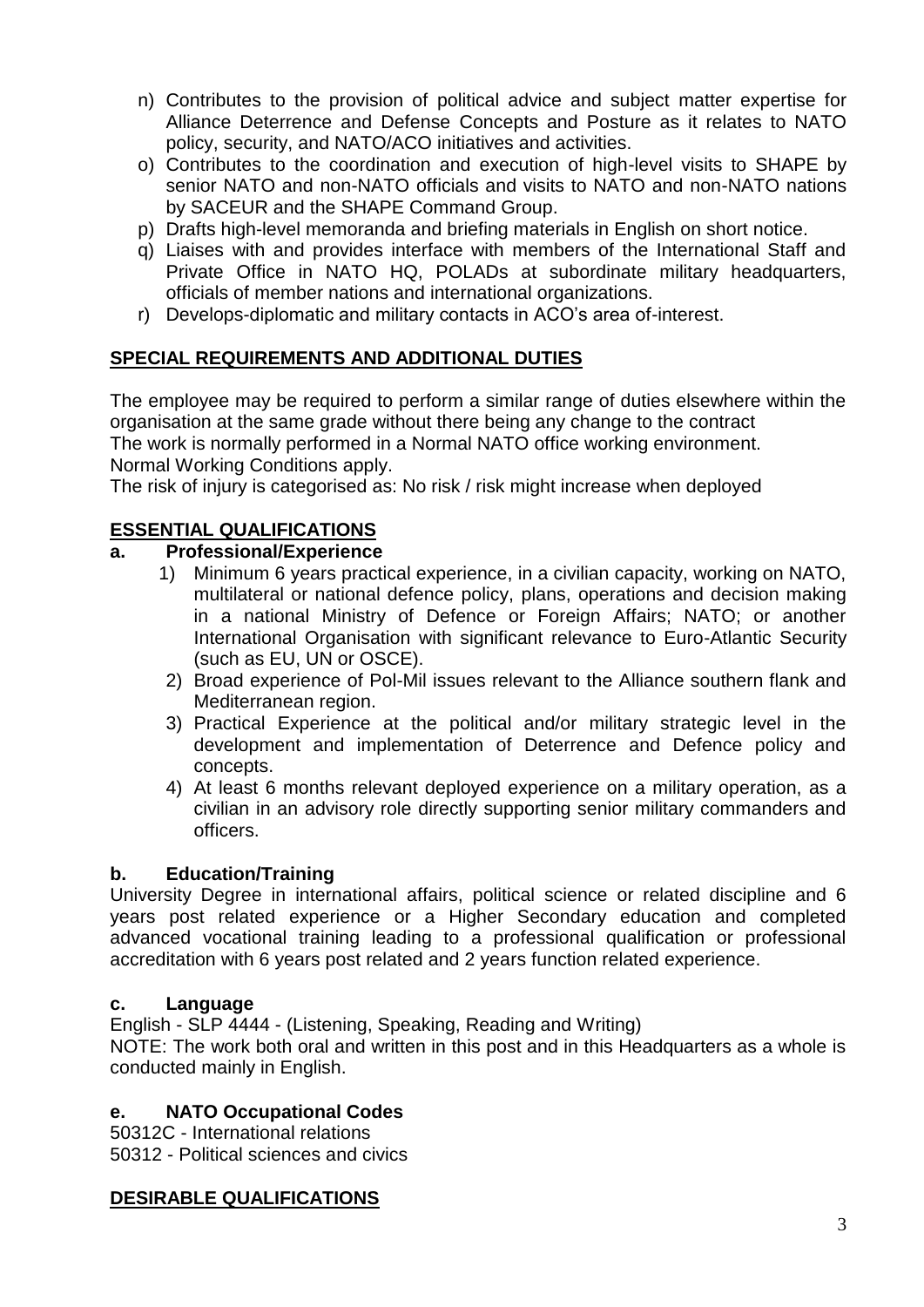n) Contributes to the provision of political advice and subject matter expertise for Alliance Deterrence and Defense Concepts and Posture as it relates to NATO policy, security, and NATO/ACO initiatives and activities.
o) Contributes to the coordination and execution of high-level visits to SHAPE by senior NATO and non-NATO officials and visits to NATO and non-NATO nations by SACEUR and the SHAPE Command Group.
p) Drafts high-level memoranda and briefing materials in English on short notice.
q) Liaises with and provides interface with members of the International Staff and Private Office in NATO HQ, POLADs at subordinate military headquarters, officials of member nations and international organizations.
r) Develops-diplomatic and military contacts in ACO's area of-interest.

## SPECIAL REQUIREMENTS AND ADDITIONAL DUTIES

The employee may be required to perform a similar range of duties elsewhere within the organisation at the same grade without there being any change to the contract
The work is normally performed in a Normal NATO office working environment.
Normal Working Conditions apply.
The risk of injury is categorised as: No risk / risk might increase when deployed

## ESSENTIAL QUALIFICATIONS

### a. Professional/Experience

1) Minimum 6 years practical experience, in a civilian capacity, working on NATO, multilateral or national defence policy, plans, operations and decision making in a national Ministry of Defence or Foreign Affairs; NATO; or another International Organisation with significant relevance to Euro-Atlantic Security (such as EU, UN or OSCE).
2) Broad experience of Pol-Mil issues relevant to the Alliance southern flank and Mediterranean region.
3) Practical Experience at the political and/or military strategic level in the development and implementation of Deterrence and Defence policy and concepts.
4) At least 6 months relevant deployed experience on a military operation, as a civilian in an advisory role directly supporting senior military commanders and officers.

### b. Education/Training

University Degree in international affairs, political science or related discipline and 6 years post related experience or a Higher Secondary education and completed advanced vocational training leading to a professional qualification or professional accreditation with 6 years post related and 2 years function related experience.

### c. Language

English - SLP 4444 - (Listening, Speaking, Reading and Writing)
NOTE: The work both oral and written in this post and in this Headquarters as a whole is conducted mainly in English.

### e. NATO Occupational Codes

50312C - International relations
50312 - Political sciences and civics

## DESIRABLE QUALIFICATIONS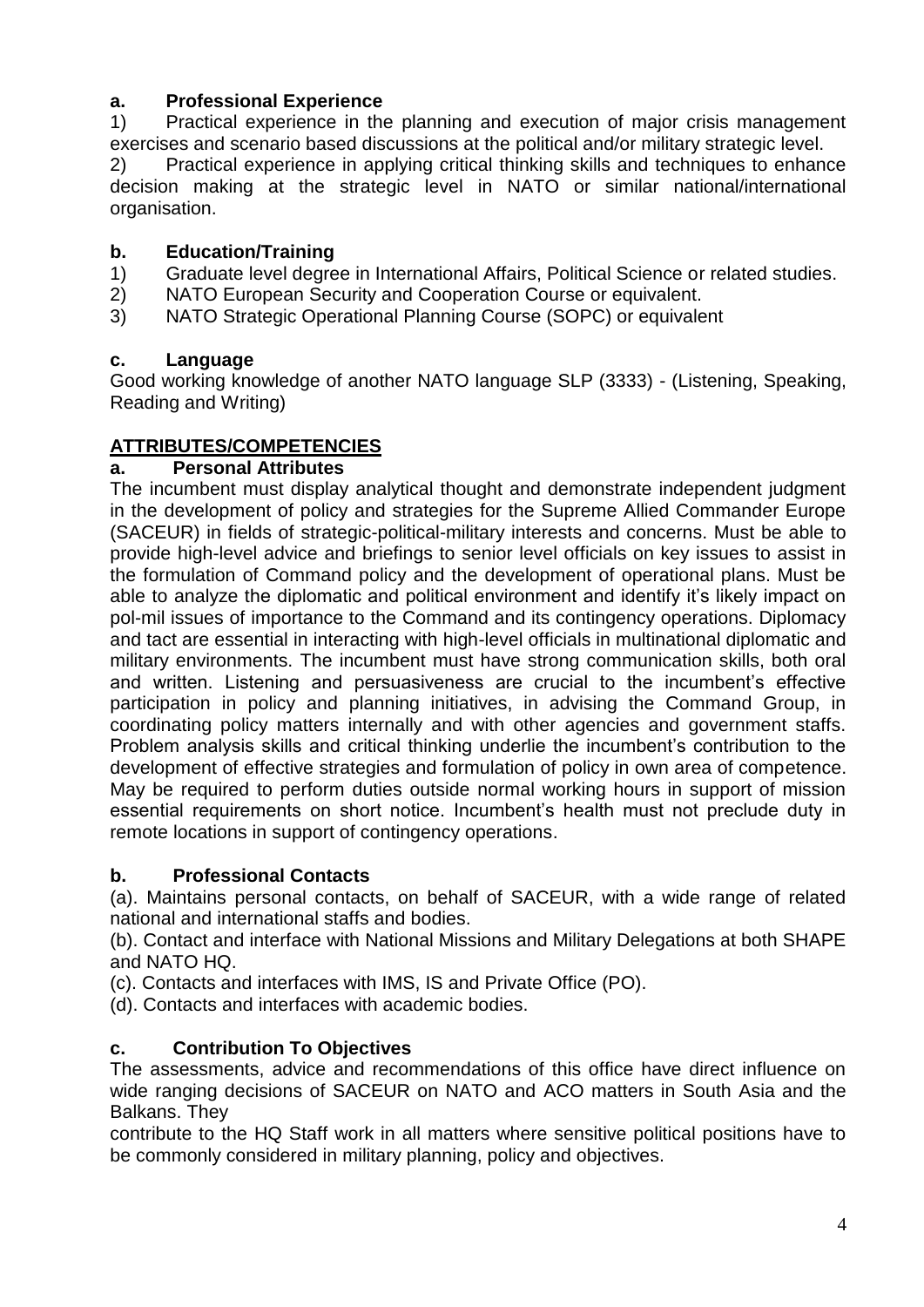### a. Professional Experience

1) Practical experience in the planning and execution of major crisis management exercises and scenario based discussions at the political and/or military strategic level.

2) Practical experience in applying critical thinking skills and techniques to enhance decision making at the strategic level in NATO or similar national/international organisation.

### b. Education/Training

1) Graduate level degree in International Affairs, Political Science or related studies.
2) NATO European Security and Cooperation Course or equivalent.
3) NATO Strategic Operational Planning Course (SOPC) or equivalent

### c. Language

Good working knowledge of another NATO language SLP (3333) - (Listening, Speaking, Reading and Writing)

## ATTRIBUTES/COMPETENCIES

### a. Personal Attributes

The incumbent must display analytical thought and demonstrate independent judgment in the development of policy and strategies for the Supreme Allied Commander Europe (SACEUR) in fields of strategic-political-military interests and concerns. Must be able to provide high-level advice and briefings to senior level officials on key issues to assist in the formulation of Command policy and the development of operational plans. Must be able to analyze the diplomatic and political environment and identify it's likely impact on pol-mil issues of importance to the Command and its contingency operations. Diplomacy and tact are essential in interacting with high-level officials in multinational diplomatic and military environments. The incumbent must have strong communication skills, both oral and written. Listening and persuasiveness are crucial to the incumbent's effective participation in policy and planning initiatives, in advising the Command Group, in coordinating policy matters internally and with other agencies and government staffs. Problem analysis skills and critical thinking underlie the incumbent's contribution to the development of effective strategies and formulation of policy in own area of competence. May be required to perform duties outside normal working hours in support of mission essential requirements on short notice. Incumbent's health must not preclude duty in remote locations in support of contingency operations.

### b. Professional Contacts

(a). Maintains personal contacts, on behalf of SACEUR, with a wide range of related national and international staffs and bodies.

(b). Contact and interface with National Missions and Military Delegations at both SHAPE and NATO HQ.

(c). Contacts and interfaces with IMS, IS and Private Office (PO).

(d). Contacts and interfaces with academic bodies.

### c. Contribution To Objectives

The assessments, advice and recommendations of this office have direct influence on wide ranging decisions of SACEUR on NATO and ACO matters in South Asia and the Balkans. They contribute to the HQ Staff work in all matters where sensitive political positions have to be commonly considered in military planning, policy and objectives.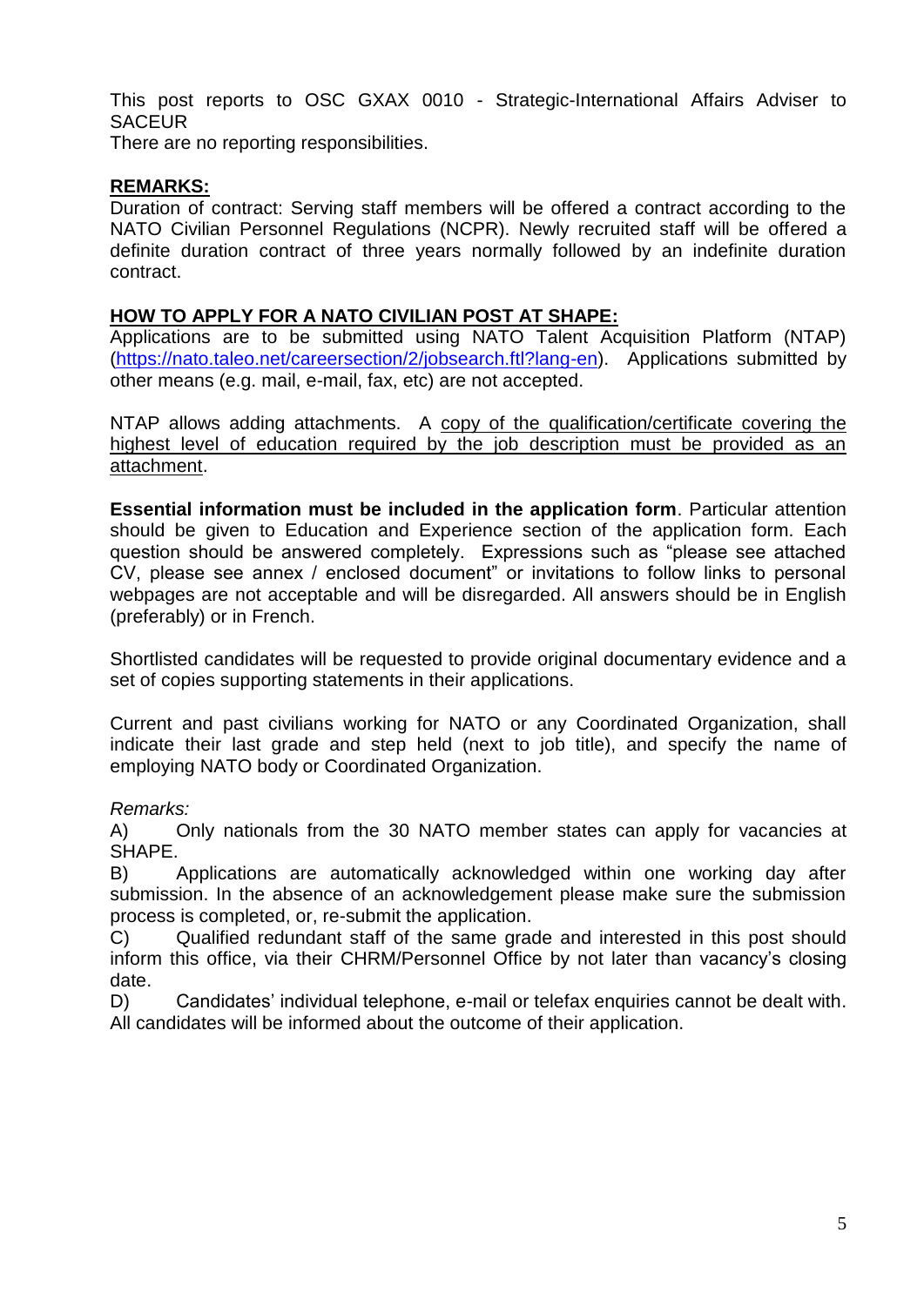This post reports to OSC GXAX 0010 - Strategic-International Affairs Adviser to SACEUR
There are no reporting responsibilities.

**REMARKS:**

Duration of contract: Serving staff members will be offered a contract according to the NATO Civilian Personnel Regulations (NCPR). Newly recruited staff will be offered a definite duration contract of three years normally followed by an indefinite duration contract.

**HOW TO APPLY FOR A NATO CIVILIAN POST AT SHAPE:**

Applications are to be submitted using NATO Talent Acquisition Platform (NTAP) (https://nato.taleo.net/careersection/2/jobsearch.ftl?lang-en). Applications submitted by other means (e.g. mail, e-mail, fax, etc) are not accepted.

NTAP allows adding attachments. A copy of the qualification/certificate covering the highest level of education required by the job description must be provided as an attachment.

**Essential information must be included in the application form**. Particular attention should be given to Education and Experience section of the application form. Each question should be answered completely. Expressions such as "please see attached CV, please see annex / enclosed document" or invitations to follow links to personal webpages are not acceptable and will be disregarded. All answers should be in English (preferably) or in French.

Shortlisted candidates will be requested to provide original documentary evidence and a set of copies supporting statements in their applications.

Current and past civilians working for NATO or any Coordinated Organization, shall indicate their last grade and step held (next to job title), and specify the name of employing NATO body or Coordinated Organization.

*Remarks:*

A) Only nationals from the 30 NATO member states can apply for vacancies at SHAPE.

B) Applications are automatically acknowledged within one working day after submission. In the absence of an acknowledgement please make sure the submission process is completed, or, re-submit the application.

C) Qualified redundant staff of the same grade and interested in this post should inform this office, via their CHRM/Personnel Office by not later than vacancy's closing date.

D) Candidates' individual telephone, e-mail or telefax enquiries cannot be dealt with. All candidates will be informed about the outcome of their application.